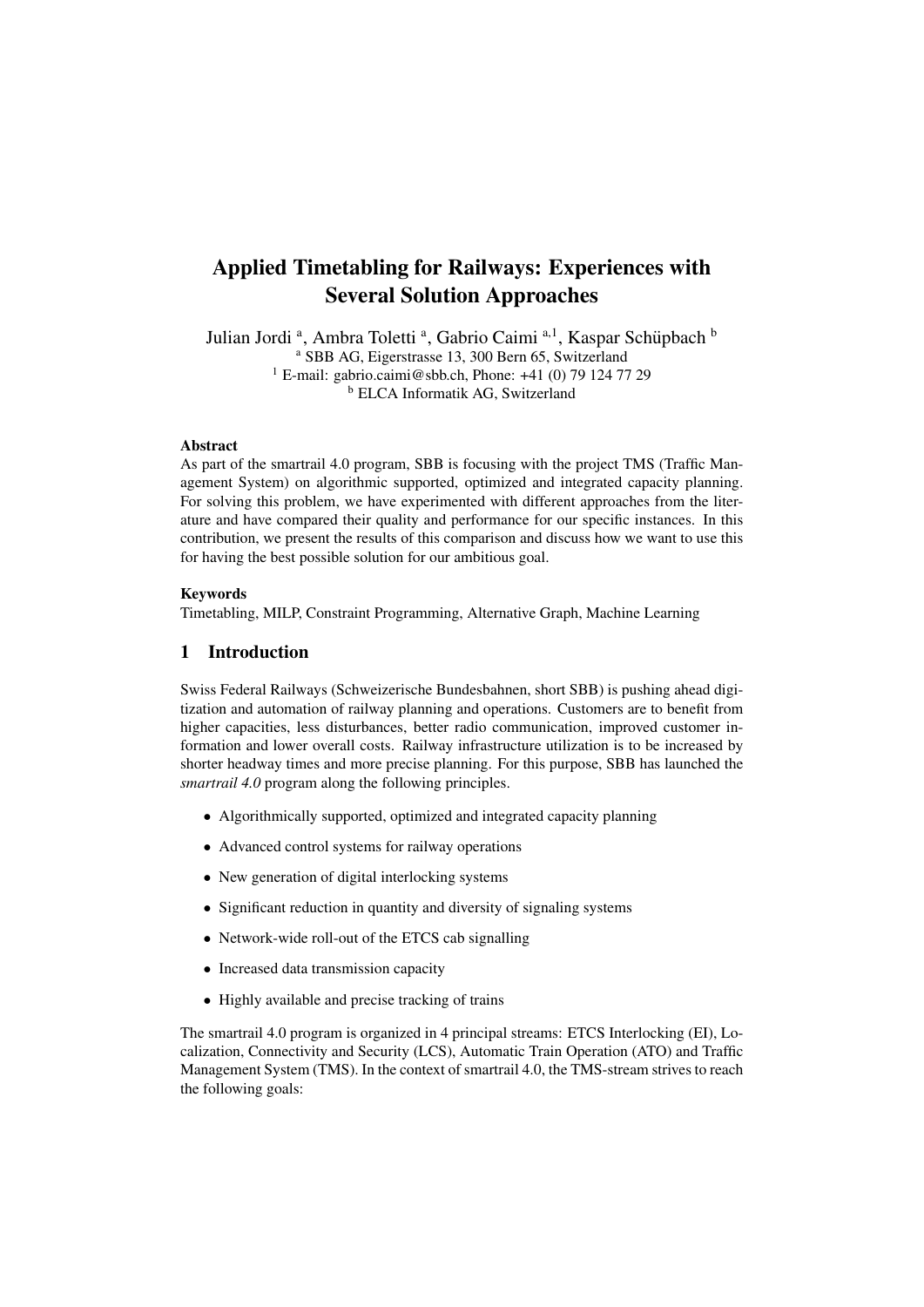# Applied Timetabling for Railways: Experiences with Several Solution Approaches

Julian Jordi [a], Ambra Toletti [a], Gabrio Caimi [a,1], Kaspar Schüpbach [b]

[a] SBB AG, Eigerstrasse 13, 300 Bern 65, Switzerland

[1] E-mail: gabrio.caimi@sbb.ch, Phone: +41 (0) 79 124 77 29

[b] ELCA Informatik AG, Switzerland

## Abstract

As part of the smartrail 4.0 program, SBB is focusing with the project TMS (Traffic Management System) on algorithmic supported, optimized and integrated capacity planning. For solving this problem, we have experimented with different approaches from the literature and have compared their quality and performance for our specific instances. In this contribution, we present the results of this comparison and discuss how we want to use this for having the best possible solution for our ambitious goal.

## Keywords

Timetabling, MILP, Constraint Programming, Alternative Graph, Machine Learning

## 1 Introduction

Swiss Federal Railways (Schweizerische Bundesbahnen, short SBB) is pushing ahead digitization and automation of railway planning and operations. Customers are to benefit from higher capacities, less disturbances, better radio communication, improved customer information and lower overall costs. Railway infrastructure utilization is to be increased by shorter headway times and more precise planning. For this purpose, SBB has launched the *smartrail 4.0* program along the following principles.

- Algorithmically supported, optimized and integrated capacity planning
- Advanced control systems for railway operations
- New generation of digital interlocking systems
- Significant reduction in quantity and diversity of signaling systems
- Network-wide roll-out of the ETCS cab signalling
- Increased data transmission capacity
- Highly available and precise tracking of trains

The smartrail 4.0 program is organized in 4 principal streams: ETCS Interlocking (EI), Localization, Connectivity and Security (LCS), Automatic Train Operation (ATO) and Traffic Management System (TMS). In the context of smartrail 4.0, the TMS-stream strives to reach the following goals: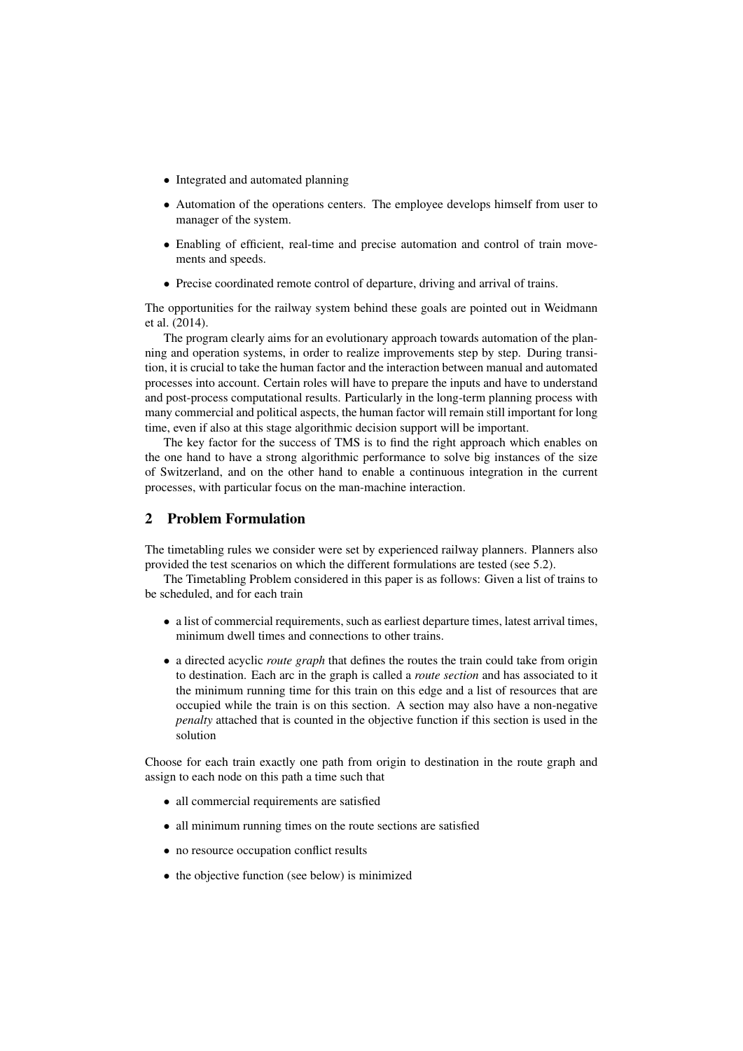- Integrated and automated planning
- Automation of the operations centers. The employee develops himself from user to manager of the system.
- Enabling of efficient, real-time and precise automation and control of train movements and speeds.
- Precise coordinated remote control of departure, driving and arrival of trains.

The opportunities for the railway system behind these goals are pointed out in Weidmann et al. (2014).

The program clearly aims for an evolutionary approach towards automation of the planning and operation systems, in order to realize improvements step by step. During transition, it is crucial to take the human factor and the interaction between manual and automated processes into account. Certain roles will have to prepare the inputs and have to understand and post-process computational results. Particularly in the long-term planning process with many commercial and political aspects, the human factor will remain still important for long time, even if also at this stage algorithmic decision support will be important.

The key factor for the success of TMS is to find the right approach which enables on the one hand to have a strong algorithmic performance to solve big instances of the size of Switzerland, and on the other hand to enable a continuous integration in the current processes, with particular focus on the man-machine interaction.

## 2 Problem Formulation

The timetabling rules we consider were set by experienced railway planners. Planners also provided the test scenarios on which the different formulations are tested (see 5.2).

The Timetabling Problem considered in this paper is as follows: Given a list of trains to be scheduled, and for each train

- a list of commercial requirements, such as earliest departure times, latest arrival times, minimum dwell times and connections to other trains.
- a directed acyclic *route graph* that defines the routes the train could take from origin to destination. Each arc in the graph is called a *route section* and has associated to it the minimum running time for this train on this edge and a list of resources that are occupied while the train is on this section. A section may also have a non-negative *penalty* attached that is counted in the objective function if this section is used in the solution

Choose for each train exactly one path from origin to destination in the route graph and assign to each node on this path a time such that

- all commercial requirements are satisfied
- all minimum running times on the route sections are satisfied
- no resource occupation conflict results
- the objective function (see below) is minimized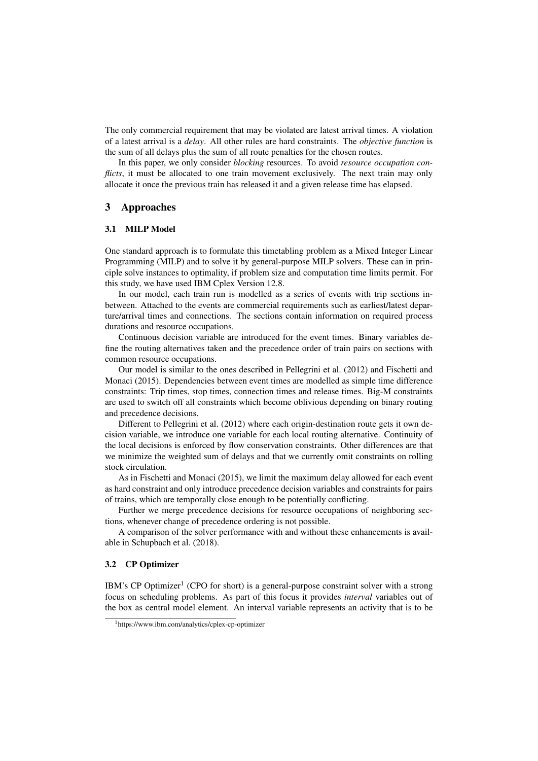The only commercial requirement that may be violated are latest arrival times. A violation of a latest arrival is a *delay*. All other rules are hard constraints. The *objective function* is the sum of all delays plus the sum of all route penalties for the chosen routes.

In this paper, we only consider *blocking* resources. To avoid *resource occupation conflicts*, it must be allocated to one train movement exclusively. The next train may only allocate it once the previous train has released it and a given release time has elapsed.

## 3 Approaches

### 3.1 MILP Model

One standard approach is to formulate this timetabling problem as a Mixed Integer Linear Programming (MILP) and to solve it by general-purpose MILP solvers. These can in principle solve instances to optimality, if problem size and computation time limits permit. For this study, we have used IBM Cplex Version 12.8.

In our model, each train run is modelled as a series of events with trip sections inbetween. Attached to the events are commercial requirements such as earliest/latest departure/arrival times and connections. The sections contain information on required process durations and resource occupations.

Continuous decision variable are introduced for the event times. Binary variables define the routing alternatives taken and the precedence order of train pairs on sections with common resource occupations.

Our model is similar to the ones described in Pellegrini et al. (2012) and Fischetti and Monaci (2015). Dependencies between event times are modelled as simple time difference constraints: Trip times, stop times, connection times and release times. Big-M constraints are used to switch off all constraints which become oblivious depending on binary routing and precedence decisions.

Different to Pellegrini et al. (2012) where each origin-destination route gets it own decision variable, we introduce one variable for each local routing alternative. Continuity of the local decisions is enforced by flow conservation constraints. Other differences are that we minimize the weighted sum of delays and that we currently omit constraints on rolling stock circulation.

As in Fischetti and Monaci (2015), we limit the maximum delay allowed for each event as hard constraint and only introduce precedence decision variables and constraints for pairs of trains, which are temporally close enough to be potentially conflicting.

Further we merge precedence decisions for resource occupations of neighboring sections, whenever change of precedence ordering is not possible.

A comparison of the solver performance with and without these enhancements is available in Schupbach et al. (2018).

### 3.2 CP Optimizer

IBM's CP Optimizer[1] (CPO for short) is a general-purpose constraint solver with a strong focus on scheduling problems. As part of this focus it provides *interval* variables out of the box as central model element. An interval variable represents an activity that is to be

[1] https://www.ibm.com/analytics/cplex-cp-optimizer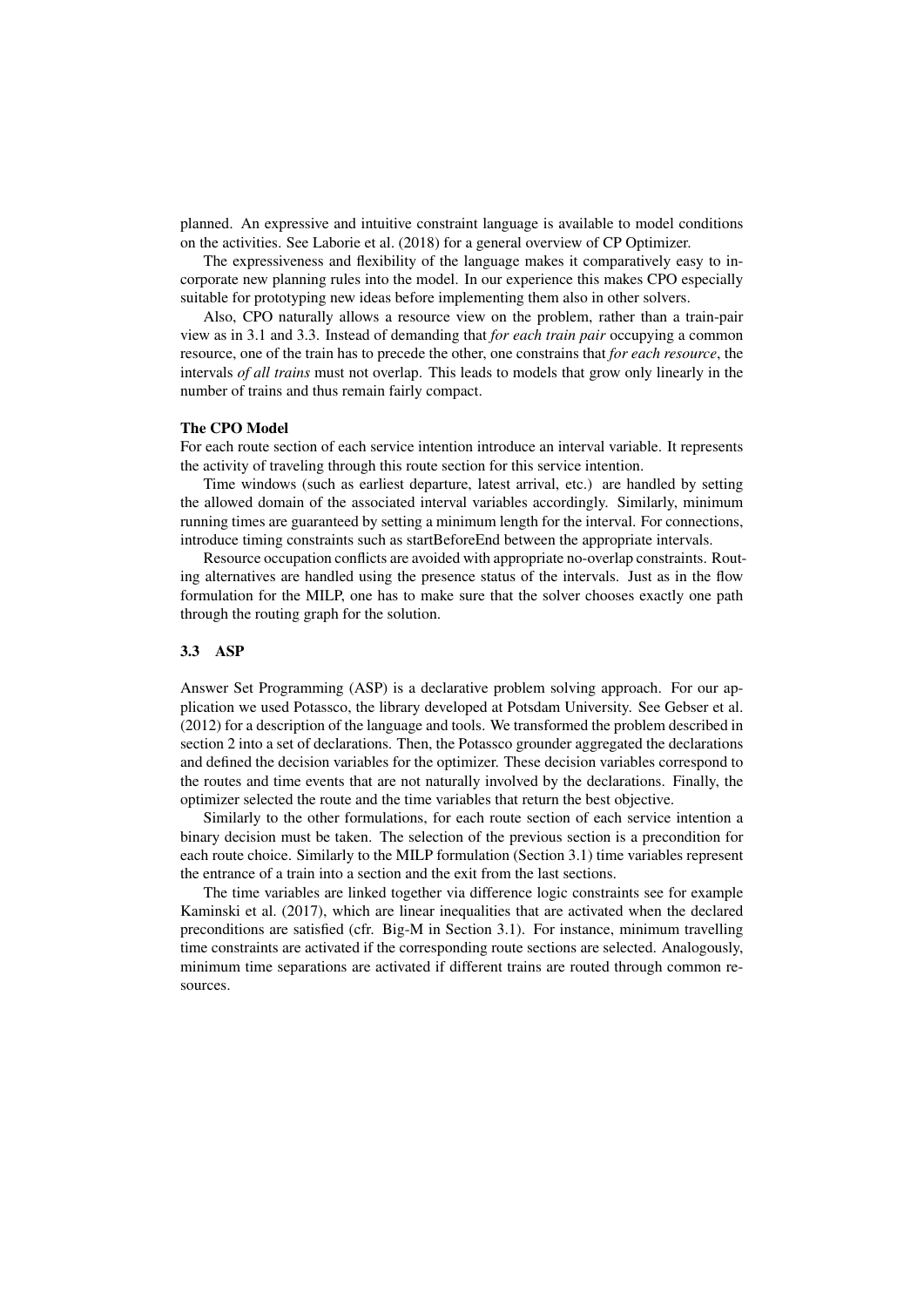planned. An expressive and intuitive constraint language is available to model conditions on the activities. See Laborie et al. (2018) for a general overview of CP Optimizer.

The expressiveness and flexibility of the language makes it comparatively easy to incorporate new planning rules into the model. In our experience this makes CPO especially suitable for prototyping new ideas before implementing them also in other solvers.

Also, CPO naturally allows a resource view on the problem, rather than a train-pair view as in 3.1 and 3.3. Instead of demanding that *for each train pair* occupying a common resource, one of the train has to precede the other, one constrains that *for each resource*, the intervals *of all trains* must not overlap. This leads to models that grow only linearly in the number of trains and thus remain fairly compact.

**The CPO Model**

For each route section of each service intention introduce an interval variable. It represents the activity of traveling through this route section for this service intention.

Time windows (such as earliest departure, latest arrival, etc.) are handled by setting the allowed domain of the associated interval variables accordingly. Similarly, minimum running times are guaranteed by setting a minimum length for the interval. For connections, introduce timing constraints such as startBeforeEnd between the appropriate intervals.

Resource occupation conflicts are avoided with appropriate no-overlap constraints. Routing alternatives are handled using the presence status of the intervals. Just as in the flow formulation for the MILP, one has to make sure that the solver chooses exactly one path through the routing graph for the solution.

### 3.3 ASP

Answer Set Programming (ASP) is a declarative problem solving approach. For our application we used Potassco, the library developed at Potsdam University. See Gebser et al. (2012) for a description of the language and tools. We transformed the problem described in section 2 into a set of declarations. Then, the Potassco grounder aggregated the declarations and defined the decision variables for the optimizer. These decision variables correspond to the routes and time events that are not naturally involved by the declarations. Finally, the optimizer selected the route and the time variables that return the best objective.

Similarly to the other formulations, for each route section of each service intention a binary decision must be taken. The selection of the previous section is a precondition for each route choice. Similarly to the MILP formulation (Section 3.1) time variables represent the entrance of a train into a section and the exit from the last sections.

The time variables are linked together via difference logic constraints see for example Kaminski et al. (2017), which are linear inequalities that are activated when the declared preconditions are satisfied (cfr. Big-M in Section 3.1). For instance, minimum travelling time constraints are activated if the corresponding route sections are selected. Analogously, minimum time separations are activated if different trains are routed through common resources.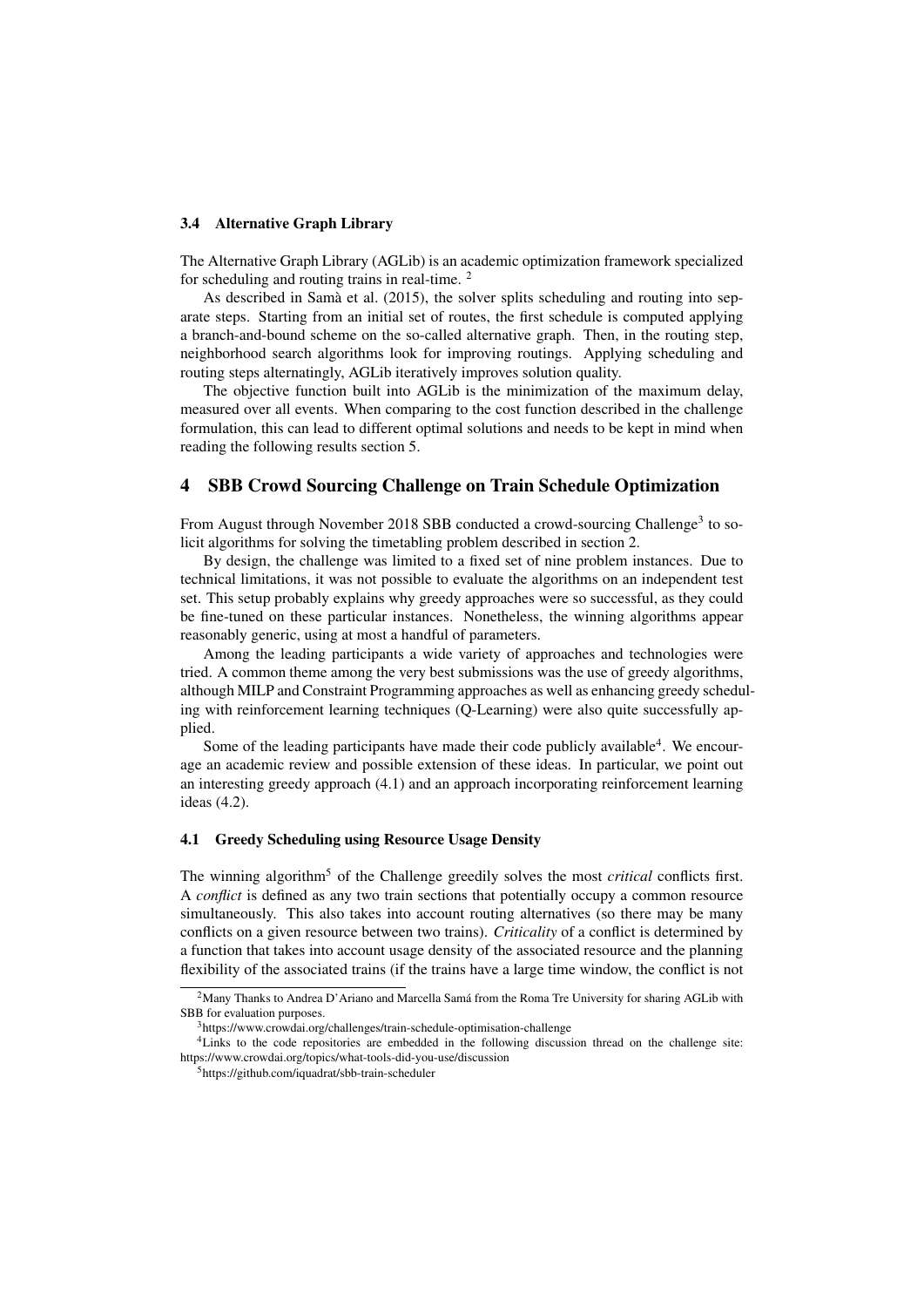### 3.4 Alternative Graph Library

The Alternative Graph Library (AGLib) is an academic optimization framework specialized for scheduling and routing trains in real-time. [2]

As described in Samà et al. (2015), the solver splits scheduling and routing into separate steps. Starting from an initial set of routes, the first schedule is computed applying a branch-and-bound scheme on the so-called alternative graph. Then, in the routing step, neighborhood search algorithms look for improving routings. Applying scheduling and routing steps alternatingly, AGLib iteratively improves solution quality.

The objective function built into AGLib is the minimization of the maximum delay, measured over all events. When comparing to the cost function described in the challenge formulation, this can lead to different optimal solutions and needs to be kept in mind when reading the following results section 5.

## 4 SBB Crowd Sourcing Challenge on Train Schedule Optimization

From August through November 2018 SBB conducted a crowd-sourcing Challenge[3] to solicit algorithms for solving the timetabling problem described in section 2.

By design, the challenge was limited to a fixed set of nine problem instances. Due to technical limitations, it was not possible to evaluate the algorithms on an independent test set. This setup probably explains why greedy approaches were so successful, as they could be fine-tuned on these particular instances. Nonetheless, the winning algorithms appear reasonably generic, using at most a handful of parameters.

Among the leading participants a wide variety of approaches and technologies were tried. A common theme among the very best submissions was the use of greedy algorithms, although MILP and Constraint Programming approaches as well as enhancing greedy scheduling with reinforcement learning techniques (Q-Learning) were also quite successfully applied.

Some of the leading participants have made their code publicly available[4]. We encourage an academic review and possible extension of these ideas. In particular, we point out an interesting greedy approach (4.1) and an approach incorporating reinforcement learning ideas (4.2).

### 4.1 Greedy Scheduling using Resource Usage Density

The winning algorithm[5] of the Challenge greedily solves the most *critical* conflicts first. A *conflict* is defined as any two train sections that potentially occupy a common resource simultaneously. This also takes into account routing alternatives (so there may be many conflicts on a given resource between two trains). *Criticality* of a conflict is determined by a function that takes into account usage density of the associated resource and the planning flexibility of the associated trains (if the trains have a large time window, the conflict is not

[2] Many Thanks to Andrea D'Ariano and Marcella Samá from the Roma Tre University for sharing AGLib with SBB for evaluation purposes.

[3] https://www.crowdai.org/challenges/train-schedule-optimisation-challenge

[4] Links to the code repositories are embedded in the following discussion thread on the challenge site: https://www.crowdai.org/topics/what-tools-did-you-use/discussion

[5] https://github.com/iquadrat/sbb-train-scheduler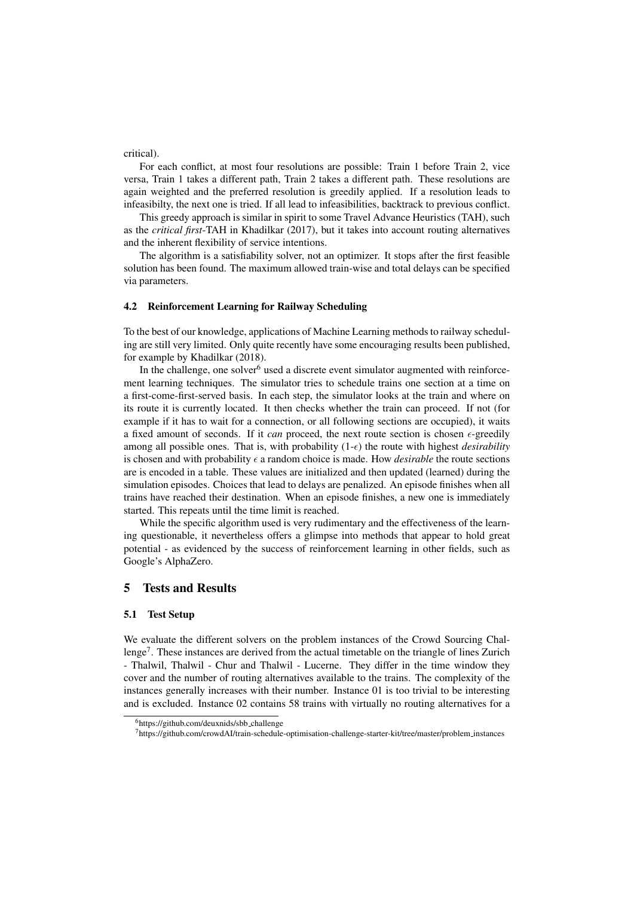critical).

For each conflict, at most four resolutions are possible: Train 1 before Train 2, vice versa, Train 1 takes a different path, Train 2 takes a different path. These resolutions are again weighted and the preferred resolution is greedily applied. If a resolution leads to infeasibilty, the next one is tried. If all lead to infeasibilities, backtrack to previous conflict.

This greedy approach is similar in spirit to some Travel Advance Heuristics (TAH), such as the *critical first*-TAH in Khadilkar (2017), but it takes into account routing alternatives and the inherent flexibility of service intentions.

The algorithm is a satisfiability solver, not an optimizer. It stops after the first feasible solution has been found. The maximum allowed train-wise and total delays can be specified via parameters.

### 4.2 Reinforcement Learning for Railway Scheduling

To the best of our knowledge, applications of Machine Learning methods to railway scheduling are still very limited. Only quite recently have some encouraging results been published, for example by Khadilkar (2018).

In the challenge, one solver[6] used a discrete event simulator augmented with reinforcement learning techniques. The simulator tries to schedule trains one section at a time on a first-come-first-served basis. In each step, the simulator looks at the train and where on its route it is currently located. It then checks whether the train can proceed. If not (for example if it has to wait for a connection, or all following sections are occupied), it waits a fixed amount of seconds. If it *can* proceed, the next route section is chosen $\epsilon$-greedily among all possible ones. That is, with probability (1-$\epsilon$) the route with highest *desirability* is chosen and with probability $\epsilon$ a random choice is made. How *desirable* the route sections are is encoded in a table. These values are initialized and then updated (learned) during the simulation episodes. Choices that lead to delays are penalized. An episode finishes when all trains have reached their destination. When an episode finishes, a new one is immediately started. This repeats until the time limit is reached.

While the specific algorithm used is very rudimentary and the effectiveness of the learning questionable, it nevertheless offers a glimpse into methods that appear to hold great potential - as evidenced by the success of reinforcement learning in other fields, such as Google's AlphaZero.

## 5 Tests and Results

### 5.1 Test Setup

We evaluate the different solvers on the problem instances of the Crowd Sourcing Challenge[7]. These instances are derived from the actual timetable on the triangle of lines Zurich - Thalwil, Thalwil - Chur and Thalwil - Lucerne. They differ in the time window they cover and the number of routing alternatives available to the trains. The complexity of the instances generally increases with their number. Instance 01 is too trivial to be interesting and is excluded. Instance 02 contains 58 trains with virtually no routing alternatives for a

[6] https://github.com/deuxnids/sbb_challenge

[7] https://github.com/crowdAI/train-schedule-optimisation-challenge-starter-kit/tree/master/problem_instances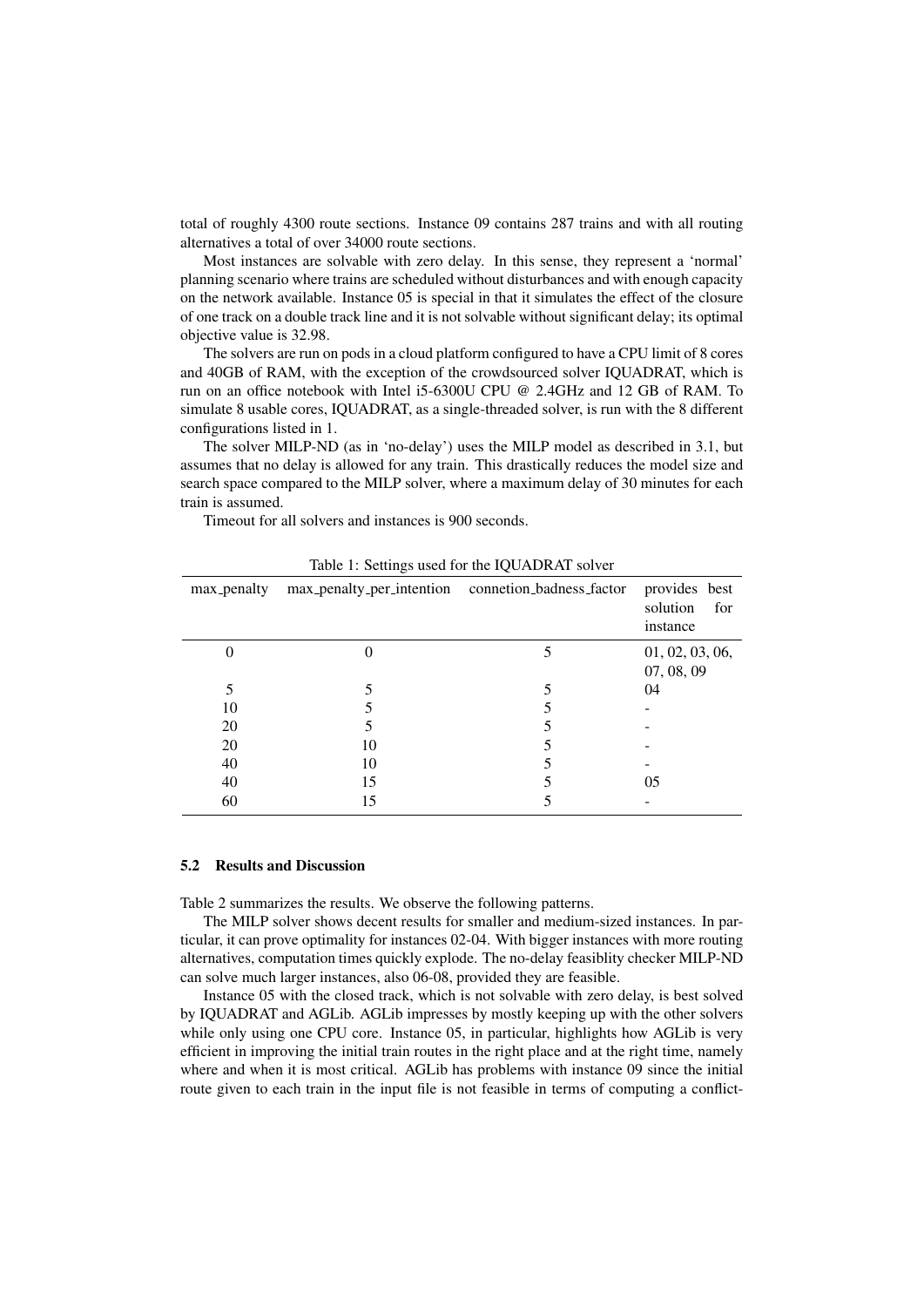total of roughly 4300 route sections. Instance 09 contains 287 trains and with all routing alternatives a total of over 34000 route sections.

Most instances are solvable with zero delay. In this sense, they represent a 'normal' planning scenario where trains are scheduled without disturbances and with enough capacity on the network available. Instance 05 is special in that it simulates the effect of the closure of one track on a double track line and it is not solvable without significant delay; its optimal objective value is 32.98.

The solvers are run on pods in a cloud platform configured to have a CPU limit of 8 cores and 40GB of RAM, with the exception of the crowdsourced solver IQUADRAT, which is run on an office notebook with Intel i5-6300U CPU @ 2.4GHz and 12 GB of RAM. To simulate 8 usable cores, IQUADRAT, as a single-threaded solver, is run with the 8 different configurations listed in 1.

The solver MILP-ND (as in 'no-delay') uses the MILP model as described in 3.1, but assumes that no delay is allowed for any train. This drastically reduces the model size and search space compared to the MILP solver, where a maximum delay of 30 minutes for each train is assumed.

Timeout for all solvers and instances is 900 seconds.

Table 1: Settings used for the IQUADRAT solver

| max_penalty | max_penalty_per_intention | connetion_badness_factor | provides best solution for instance |
|---|---|---|---|
| 0 | 0 | 5 | 01, 02, 03, 06, 07, 08, 09 |
| 5 | 5 | 5 | 04 |
| 10 | 5 | 5 | - |
| 20 | 5 | 5 | - |
| 20 | 10 | 5 | - |
| 40 | 10 | 5 | - |
| 40 | 15 | 5 | 05 |
| 60 | 15 | 5 | - |

### 5.2 Results and Discussion

Table 2 summarizes the results. We observe the following patterns.

The MILP solver shows decent results for smaller and medium-sized instances. In particular, it can prove optimality for instances 02-04. With bigger instances with more routing alternatives, computation times quickly explode. The no-delay feasiblity checker MILP-ND can solve much larger instances, also 06-08, provided they are feasible.

Instance 05 with the closed track, which is not solvable with zero delay, is best solved by IQUADRAT and AGLib. AGLib impresses by mostly keeping up with the other solvers while only using one CPU core. Instance 05, in particular, highlights how AGLib is very efficient in improving the initial train routes in the right place and at the right time, namely where and when it is most critical. AGLib has problems with instance 09 since the initial route given to each train in the input file is not feasible in terms of computing a conflict-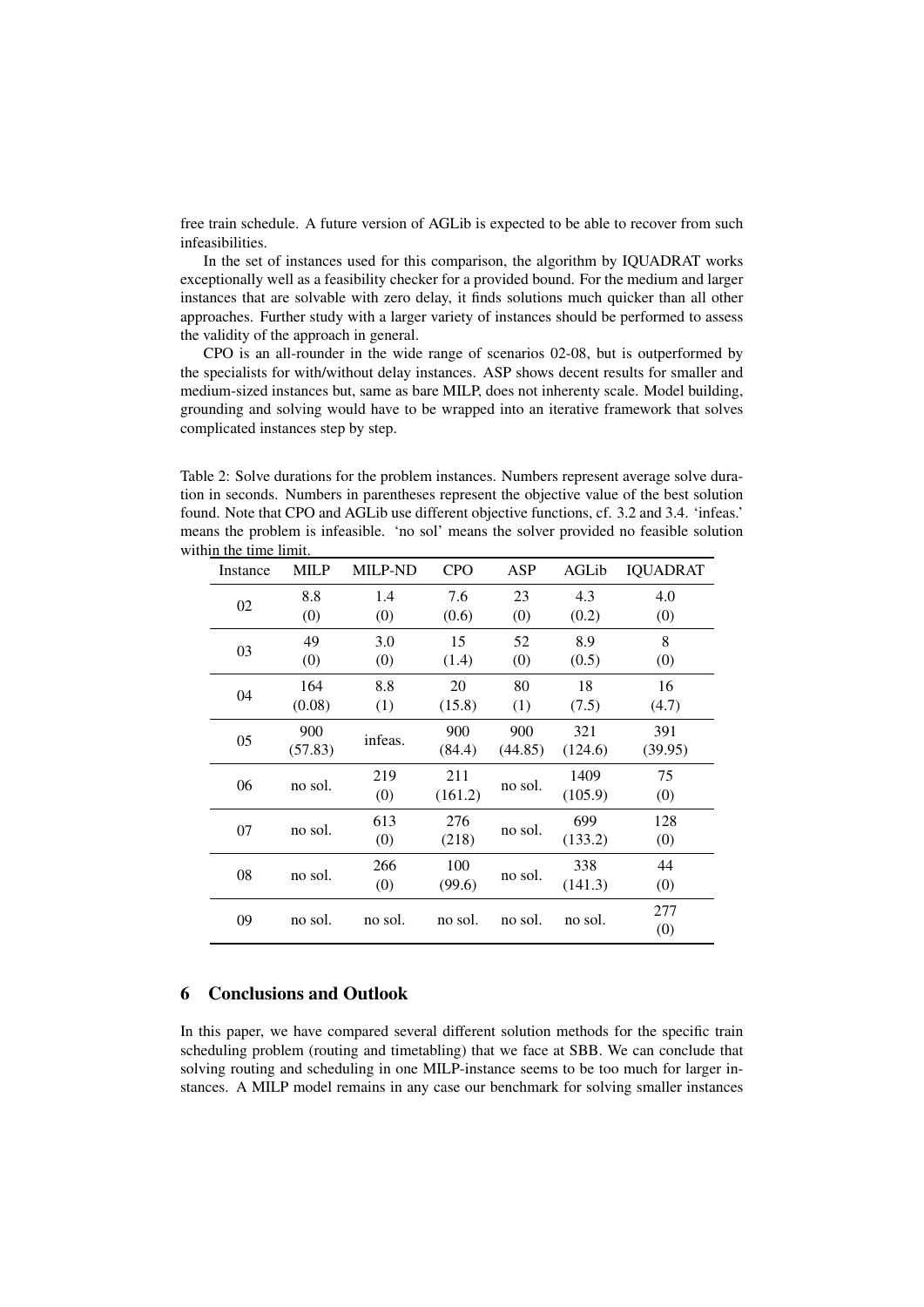free train schedule. A future version of AGLib is expected to be able to recover from such infeasibilities.

In the set of instances used for this comparison, the algorithm by IQUADRAT works exceptionally well as a feasibility checker for a provided bound. For the medium and larger instances that are solvable with zero delay, it finds solutions much quicker than all other approaches. Further study with a larger variety of instances should be performed to assess the validity of the approach in general.

CPO is an all-rounder in the wide range of scenarios 02-08, but is outperformed by the specialists for with/without delay instances. ASP shows decent results for smaller and medium-sized instances but, same as bare MILP, does not inherenty scale. Model building, grounding and solving would have to be wrapped into an iterative framework that solves complicated instances step by step.

Table 2: Solve durations for the problem instances. Numbers represent average solve duration in seconds. Numbers in parentheses represent the objective value of the best solution found. Note that CPO and AGLib use different objective functions, cf. 3.2 and 3.4. 'infeas.' means the problem is infeasible. 'no sol' means the solver provided no feasible solution within the time limit.

| Instance | MILP | MILP-ND | CPO | ASP | AGLib | IQUADRAT |
|---|---|---|---|---|---|---|
| 02 | 8.8 (0) | 1.4 (0) | 7.6 (0.6) | 23 (0) | 4.3 (0.2) | 4.0 (0) |
| 03 | 49 (0) | 3.0 (0) | 15 (1.4) | 52 (0) | 8.9 (0.5) | 8 (0) |
| 04 | 164 (0.08) | 8.8 (1) | 20 (15.8) | 80 (1) | 18 (7.5) | 16 (4.7) |
| 05 | 900 (57.83) | infeas. | 900 (84.4) | 900 (44.85) | 321 (124.6) | 391 (39.95) |
| 06 | no sol. | 219 (0) | 211 (161.2) | no sol. | 1409 (105.9) | 75 (0) |
| 07 | no sol. | 613 (0) | 276 (218) | no sol. | 699 (133.2) | 128 (0) |
| 08 | no sol. | 266 (0) | 100 (99.6) | no sol. | 338 (141.3) | 44 (0) |
| 09 | no sol. | no sol. | no sol. | no sol. | no sol. | 277 (0) |

## 6 Conclusions and Outlook

In this paper, we have compared several different solution methods for the specific train scheduling problem (routing and timetabling) that we face at SBB. We can conclude that solving routing and scheduling in one MILP-instance seems to be too much for larger instances. A MILP model remains in any case our benchmark for solving smaller instances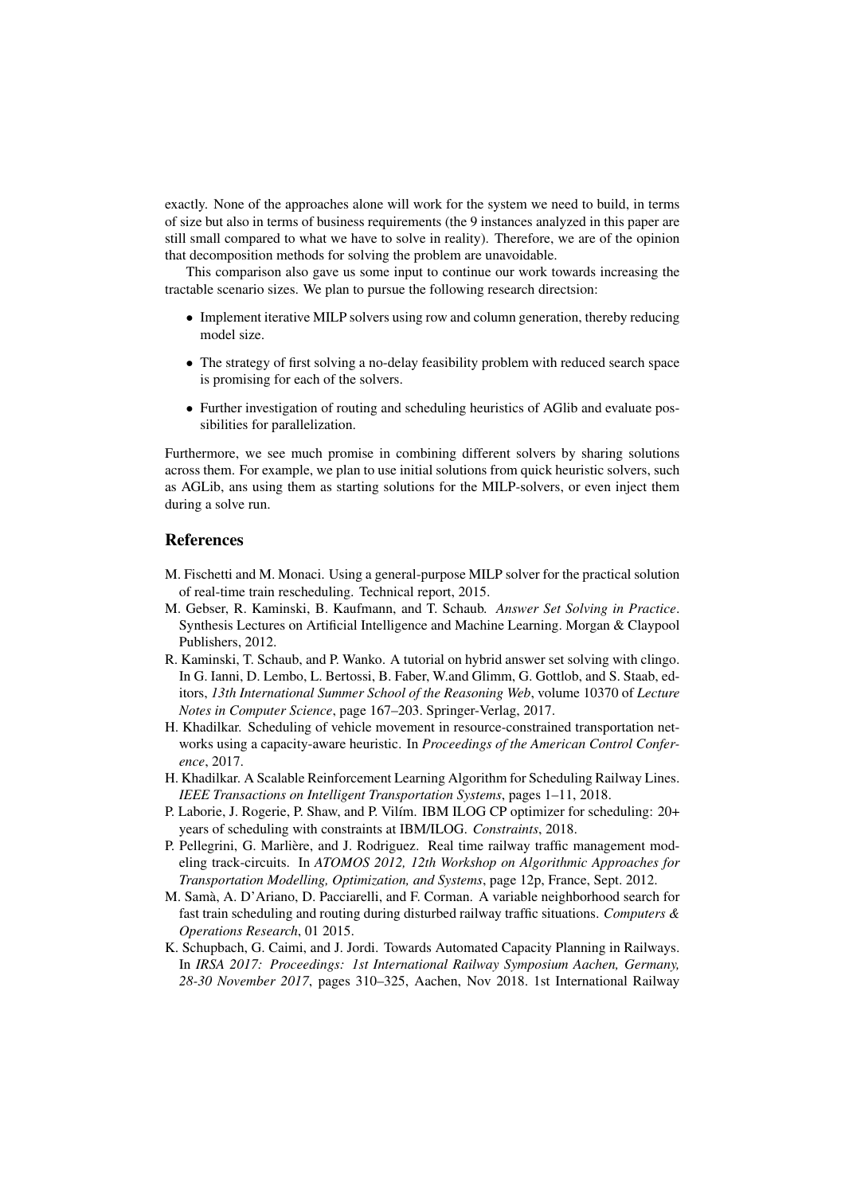exactly. None of the approaches alone will work for the system we need to build, in terms of size but also in terms of business requirements (the 9 instances analyzed in this paper are still small compared to what we have to solve in reality). Therefore, we are of the opinion that decomposition methods for solving the problem are unavoidable.

This comparison also gave us some input to continue our work towards increasing the tractable scenario sizes. We plan to pursue the following research directsion:

- Implement iterative MILP solvers using row and column generation, thereby reducing model size.
- The strategy of first solving a no-delay feasibility problem with reduced search space is promising for each of the solvers.
- Further investigation of routing and scheduling heuristics of AGlib and evaluate possibilities for parallelization.

Furthermore, we see much promise in combining different solvers by sharing solutions across them. For example, we plan to use initial solutions from quick heuristic solvers, such as AGLib, ans using them as starting solutions for the MILP-solvers, or even inject them during a solve run.

## References

M. Fischetti and M. Monaci. Using a general-purpose MILP solver for the practical solution of real-time train rescheduling. Technical report, 2015.

M. Gebser, R. Kaminski, B. Kaufmann, and T. Schaub. *Answer Set Solving in Practice*. Synthesis Lectures on Artificial Intelligence and Machine Learning. Morgan & Claypool Publishers, 2012.

R. Kaminski, T. Schaub, and P. Wanko. A tutorial on hybrid answer set solving with clingo. In G. Ianni, D. Lembo, L. Bertossi, B. Faber, W.and Glimm, G. Gottlob, and S. Staab, editors, *13th International Summer School of the Reasoning Web*, volume 10370 of *Lecture Notes in Computer Science*, page 167–203. Springer-Verlag, 2017.

H. Khadilkar. Scheduling of vehicle movement in resource-constrained transportation networks using a capacity-aware heuristic. In *Proceedings of the American Control Conference*, 2017.

H. Khadilkar. A Scalable Reinforcement Learning Algorithm for Scheduling Railway Lines. *IEEE Transactions on Intelligent Transportation Systems*, pages 1–11, 2018.

P. Laborie, J. Rogerie, P. Shaw, and P. Vilím. IBM ILOG CP optimizer for scheduling: 20+ years of scheduling with constraints at IBM/ILOG. *Constraints*, 2018.

P. Pellegrini, G. Marlière, and J. Rodriguez. Real time railway traffic management modeling track-circuits. In *ATOMOS 2012, 12th Workshop on Algorithmic Approaches for Transportation Modelling, Optimization, and Systems*, page 12p, France, Sept. 2012.

M. Samà, A. D'Ariano, D. Pacciarelli, and F. Corman. A variable neighborhood search for fast train scheduling and routing during disturbed railway traffic situations. *Computers & Operations Research*, 01 2015.

K. Schupbach, G. Caimi, and J. Jordi. Towards Automated Capacity Planning in Railways. In *IRSA 2017: Proceedings: 1st International Railway Symposium Aachen, Germany, 28-30 November 2017*, pages 310–325, Aachen, Nov 2018. 1st International Railway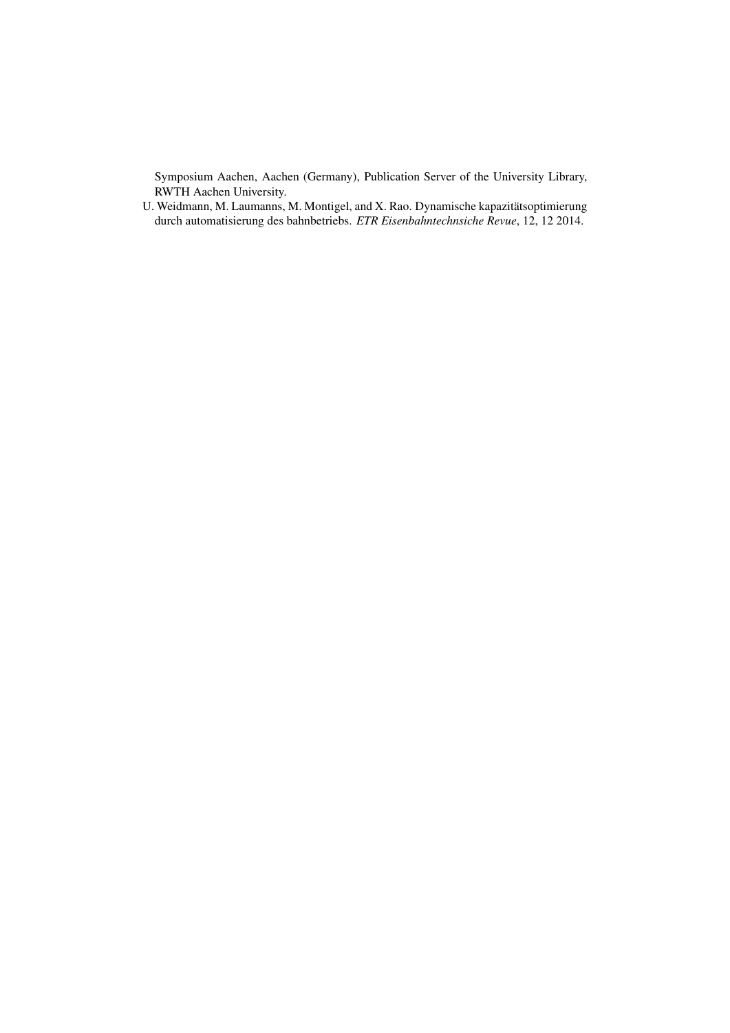Symposium Aachen, Aachen (Germany), Publication Server of the University Library, RWTH Aachen University.

U. Weidmann, M. Laumanns, M. Montigel, and X. Rao. Dynamische kapazitätsoptimierung durch automatisierung des bahnbetriebs. *ETR Eisenbahntechnsiche Revue*, 12, 12 2014.